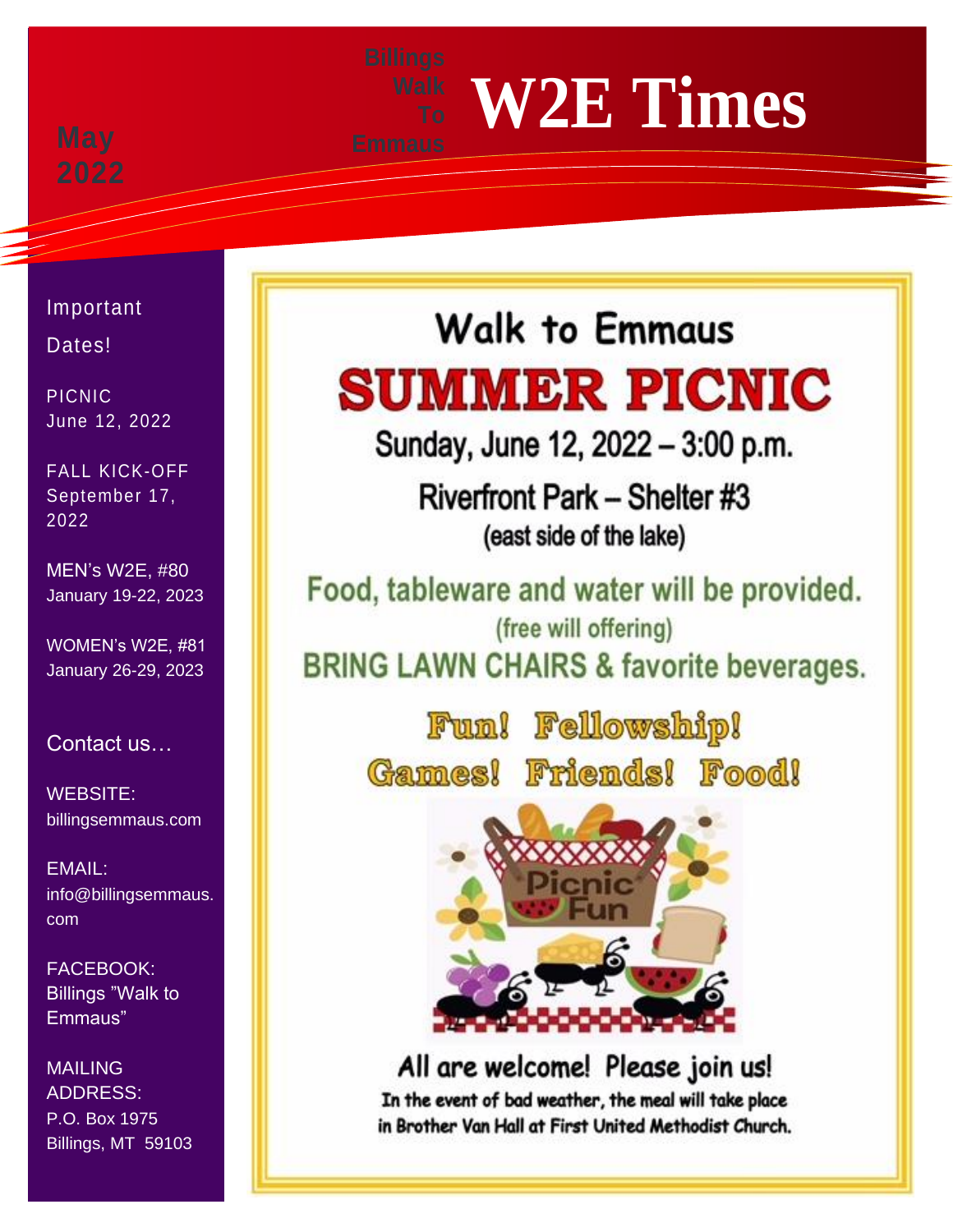# W2E Times

Billings Walk To Emmaus

May 2022

## Important Dates!

PICNIC
June 12, 2022

FALL KICK-OFF
September 17, 2022

MEN's W2E, #80
January 19-22, 2023

WOMEN's W2E, #81
January 26-29, 2023

## Contact us…

WEBSITE:
billingsemmaus.com

EMAIL:
info@billingsemmaus.com

FACEBOOK:
Billings "Walk to Emmaus"

MAILING ADDRESS:
P.O. Box 1975
Billings, MT 59103

# Walk to Emmaus

# SUMMER PICNIC

**Sunday, June 12, 2022 – 3:00 p.m.**

**Riverfront Park – Shelter #3**
(east side of the lake)

**Food, tableware and water will be provided.**
(free will offering)

**BRING LAWN CHAIRS & favorite beverages.**

**Fun! Fellowship!**
**Games! Friends! Food!**

Picnic Fun

**All are welcome! Please join us!**

In the event of bad weather, the meal will take place in Brother Van Hall at First United Methodist Church.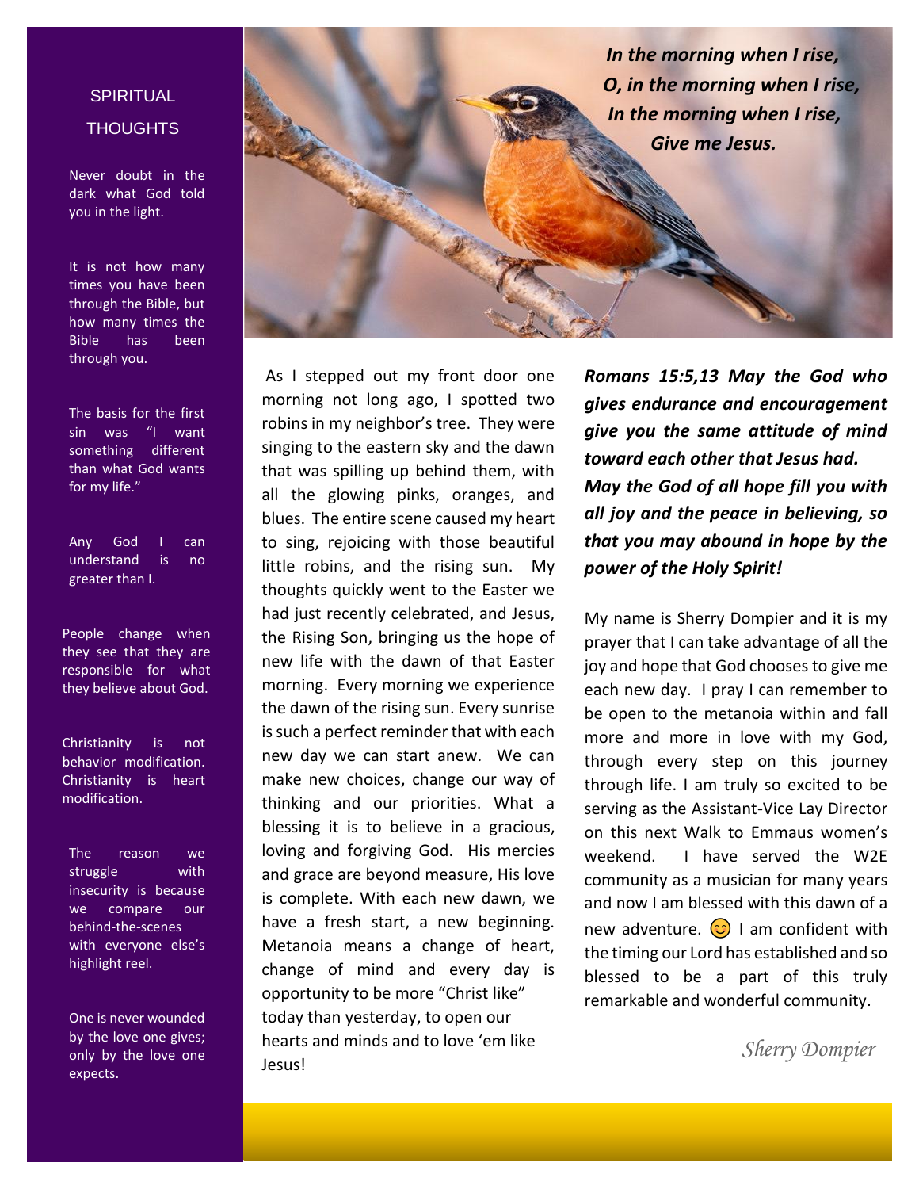## SPIRITUAL THOUGHTS

Never doubt in the dark what God told you in the light.

It is not how many times you have been through the Bible, but how many times the Bible has been through you.

The basis for the first sin was "I want something different than what God wants for my life."

Any God I can understand is no greater than I.

People change when they see that they are responsible for what they believe about God.

Christianity is not behavior modification. Christianity is heart modification.

The reason we struggle with insecurity is because we compare our behind-the-scenes with everyone else's highlight reel.

One is never wounded by the love one gives; only by the love one expects.

***In the morning when I rise,***
***O, in the morning when I rise,***
***In the morning when I rise,***
***Give me Jesus.***

As I stepped out my front door one morning not long ago, I spotted two robins in my neighbor's tree. They were singing to the eastern sky and the dawn that was spilling up behind them, with all the glowing pinks, oranges, and blues. The entire scene caused my heart to sing, rejoicing with those beautiful little robins, and the rising sun. My thoughts quickly went to the Easter we had just recently celebrated, and Jesus, the Rising Son, bringing us the hope of new life with the dawn of that Easter morning. Every morning we experience the dawn of the rising sun. Every sunrise is such a perfect reminder that with each new day we can start anew. We can make new choices, change our way of thinking and our priorities. What a blessing it is to believe in a gracious, loving and forgiving God. His mercies and grace are beyond measure, His love is complete. With each new dawn, we have a fresh start, a new beginning. Metanoia means a change of heart, change of mind and every day is opportunity to be more "Christ like" today than yesterday, to open our hearts and minds and to love 'em like Jesus!

***Romans 15:5,13 May the God who gives endurance and encouragement give you the same attitude of mind toward each other that Jesus had.***
***May the God of all hope fill you with all joy and the peace in believing, so that you may abound in hope by the power of the Holy Spirit!***

My name is Sherry Dompier and it is my prayer that I can take advantage of all the joy and hope that God chooses to give me each new day. I pray I can remember to be open to the metanoia within and fall more and more in love with my God, through every step on this journey through life. I am truly so excited to be serving as the Assistant-Vice Lay Director on this next Walk to Emmaus women's weekend. I have served the W2E community as a musician for many years and now I am blessed with this dawn of a new adventure. 😊 I am confident with the timing our Lord has established and so blessed to be a part of this truly remarkable and wonderful community.

*Sherry Dompier*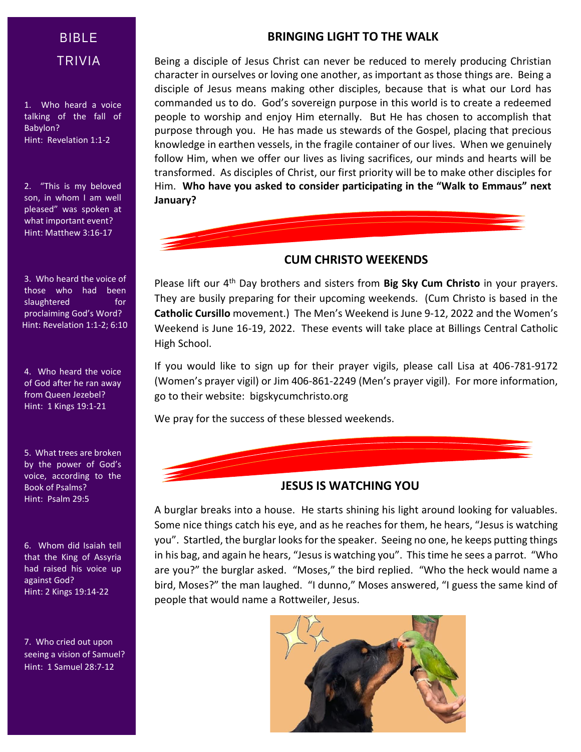## BIBLE TRIVIA

1. Who heard a voice talking of the fall of Babylon?
Hint: Revelation 1:1-2

2. "This is my beloved son, in whom I am well pleased" was spoken at what important event?
Hint: Matthew 3:16-17

3. Who heard the voice of those who had been slaughtered for proclaiming God's Word?
Hint: Revelation 1:1-2; 6:10

4. Who heard the voice of God after he ran away from Queen Jezebel?
Hint: 1 Kings 19:1-21

5. What trees are broken by the power of God's voice, according to the Book of Psalms?
Hint: Psalm 29:5

6. Whom did Isaiah tell that the King of Assyria had raised his voice up against God?
Hint: 2 Kings 19:14-22

7. Who cried out upon seeing a vision of Samuel?
Hint: 1 Samuel 28:7-12

## BRINGING LIGHT TO THE WALK

Being a disciple of Jesus Christ can never be reduced to merely producing Christian character in ourselves or loving one another, as important as those things are. Being a disciple of Jesus means making other disciples, because that is what our Lord has commanded us to do. God's sovereign purpose in this world is to create a redeemed people to worship and enjoy Him eternally. But He has chosen to accomplish that purpose through you. He has made us stewards of the Gospel, placing that precious knowledge in earthen vessels, in the fragile container of our lives. When we genuinely follow Him, when we offer our lives as living sacrifices, our minds and hearts will be transformed. As disciples of Christ, our first priority will be to make other disciples for Him. **Who have you asked to consider participating in the "Walk to Emmaus" next January?**

## CUM CHRISTO WEEKENDS

Please lift our 4th Day brothers and sisters from **Big Sky Cum Christo** in your prayers. They are busily preparing for their upcoming weekends. (Cum Christo is based in the **Catholic Cursillo** movement.) The Men's Weekend is June 9-12, 2022 and the Women's Weekend is June 16-19, 2022. These events will take place at Billings Central Catholic High School.

If you would like to sign up for their prayer vigils, please call Lisa at 406-781-9172 (Women's prayer vigil) or Jim 406-861-2249 (Men's prayer vigil). For more information, go to their website: bigskycumchristo.org

We pray for the success of these blessed weekends.

## JESUS IS WATCHING YOU

A burglar breaks into a house. He starts shining his light around looking for valuables. Some nice things catch his eye, and as he reaches for them, he hears, "Jesus is watching you". Startled, the burglar looks for the speaker. Seeing no one, he keeps putting things in his bag, and again he hears, "Jesus is watching you". This time he sees a parrot. "Who are you?" the burglar asked. "Moses," the bird replied. "Who the heck would name a bird, Moses?" the man laughed. "I dunno," Moses answered, "I guess the same kind of people that would name a Rottweiler, Jesus.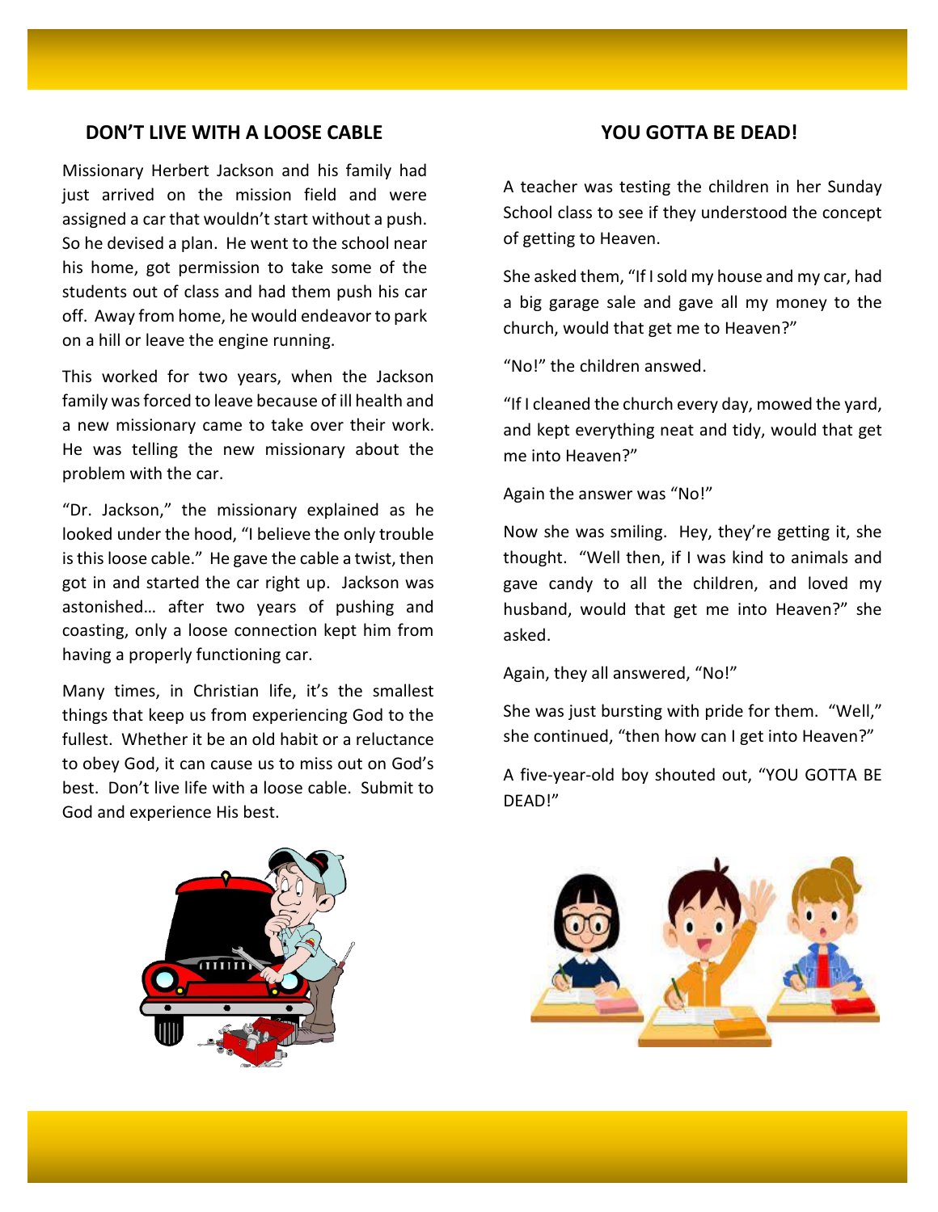## DON'T LIVE WITH A LOOSE CABLE

Missionary Herbert Jackson and his family had just arrived on the mission field and were assigned a car that wouldn't start without a push. So he devised a plan. He went to the school near his home, got permission to take some of the students out of class and had them push his car off. Away from home, he would endeavor to park on a hill or leave the engine running.

This worked for two years, when the Jackson family was forced to leave because of ill health and a new missionary came to take over their work. He was telling the new missionary about the problem with the car.

"Dr. Jackson," the missionary explained as he looked under the hood, "I believe the only trouble is this loose cable." He gave the cable a twist, then got in and started the car right up. Jackson was astonished… after two years of pushing and coasting, only a loose connection kept him from having a properly functioning car.

Many times, in Christian life, it's the smallest things that keep us from experiencing God to the fullest. Whether it be an old habit or a reluctance to obey God, it can cause us to miss out on God's best. Don't live life with a loose cable. Submit to God and experience His best.

## YOU GOTTA BE DEAD!

A teacher was testing the children in her Sunday School class to see if they understood the concept of getting to Heaven.

She asked them, "If I sold my house and my car, had a big garage sale and gave all my money to the church, would that get me to Heaven?"

"No!" the children answed.

"If I cleaned the church every day, mowed the yard, and kept everything neat and tidy, would that get me into Heaven?"

Again the answer was "No!"

Now she was smiling. Hey, they're getting it, she thought. "Well then, if I was kind to animals and gave candy to all the children, and loved my husband, would that get me into Heaven?" she asked.

Again, they all answered, "No!"

She was just bursting with pride for them. "Well," she continued, "then how can I get into Heaven?"

A five-year-old boy shouted out, "YOU GOTTA BE DEAD!"